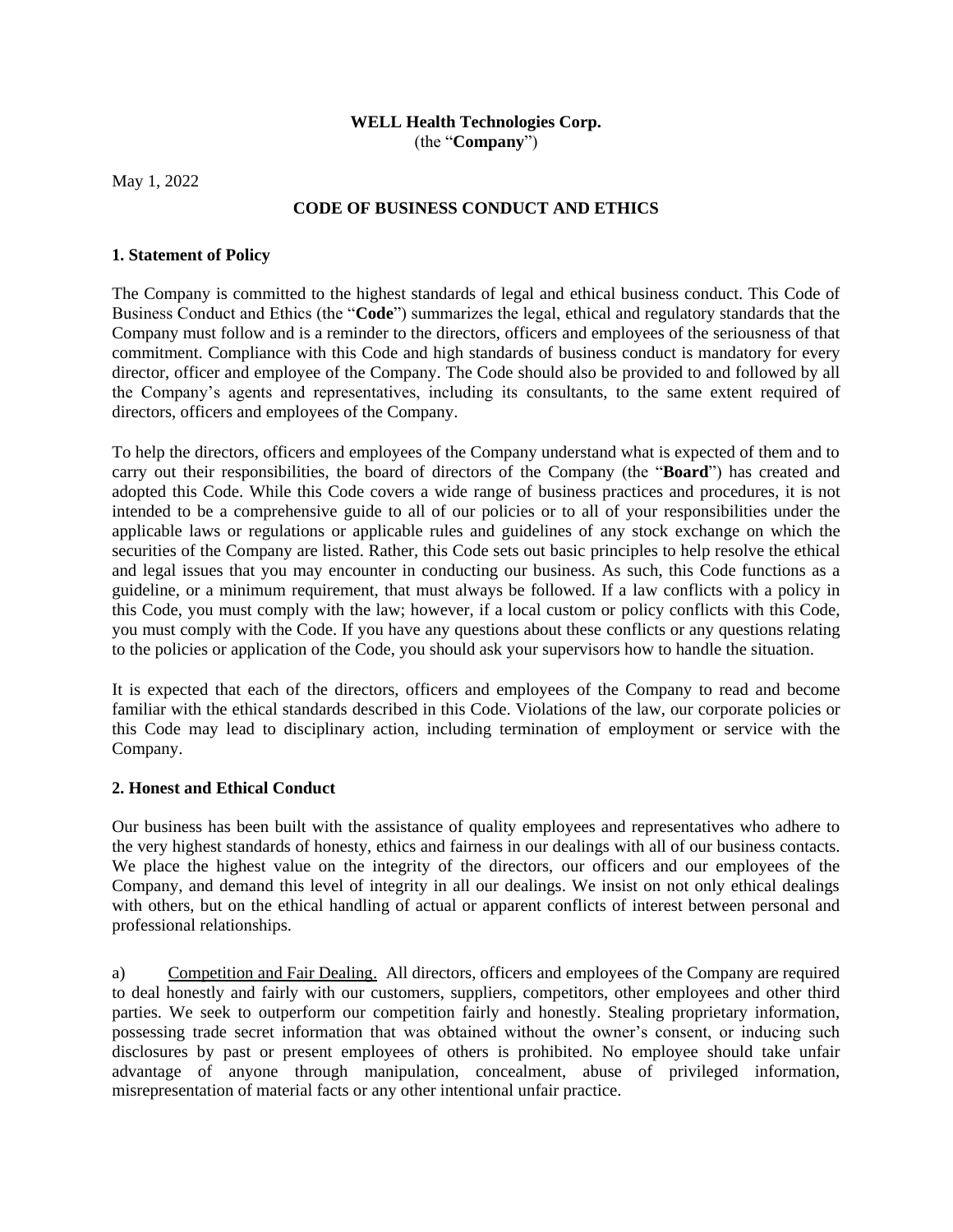**WELL Health Technologies Corp.**
(the "**Company**")

May 1, 2022

## CODE OF BUSINESS CONDUCT AND ETHICS

### 1. Statement of Policy

The Company is committed to the highest standards of legal and ethical business conduct. This Code of Business Conduct and Ethics (the "**Code**") summarizes the legal, ethical and regulatory standards that the Company must follow and is a reminder to the directors, officers and employees of the seriousness of that commitment. Compliance with this Code and high standards of business conduct is mandatory for every director, officer and employee of the Company. The Code should also be provided to and followed by all the Company's agents and representatives, including its consultants, to the same extent required of directors, officers and employees of the Company.

To help the directors, officers and employees of the Company understand what is expected of them and to carry out their responsibilities, the board of directors of the Company (the "**Board**") has created and adopted this Code. While this Code covers a wide range of business practices and procedures, it is not intended to be a comprehensive guide to all of our policies or to all of your responsibilities under the applicable laws or regulations or applicable rules and guidelines of any stock exchange on which the securities of the Company are listed. Rather, this Code sets out basic principles to help resolve the ethical and legal issues that you may encounter in conducting our business. As such, this Code functions as a guideline, or a minimum requirement, that must always be followed. If a law conflicts with a policy in this Code, you must comply with the law; however, if a local custom or policy conflicts with this Code, you must comply with the Code. If you have any questions about these conflicts or any questions relating to the policies or application of the Code, you should ask your supervisors how to handle the situation.

It is expected that each of the directors, officers and employees of the Company to read and become familiar with the ethical standards described in this Code. Violations of the law, our corporate policies or this Code may lead to disciplinary action, including termination of employment or service with the Company.

### 2. Honest and Ethical Conduct

Our business has been built with the assistance of quality employees and representatives who adhere to the very highest standards of honesty, ethics and fairness in our dealings with all of our business contacts. We place the highest value on the integrity of the directors, our officers and our employees of the Company, and demand this level of integrity in all our dealings. We insist on not only ethical dealings with others, but on the ethical handling of actual or apparent conflicts of interest between personal and professional relationships.

a) Competition and Fair Dealing. All directors, officers and employees of the Company are required to deal honestly and fairly with our customers, suppliers, competitors, other employees and other third parties. We seek to outperform our competition fairly and honestly. Stealing proprietary information, possessing trade secret information that was obtained without the owner's consent, or inducing such disclosures by past or present employees of others is prohibited. No employee should take unfair advantage of anyone through manipulation, concealment, abuse of privileged information, misrepresentation of material facts or any other intentional unfair practice.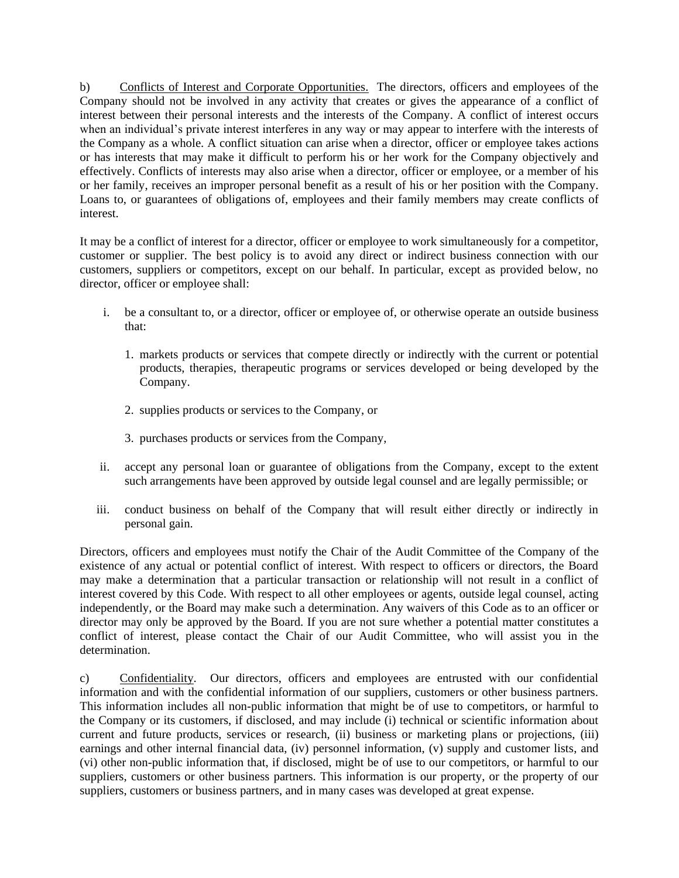b) <u>Conflicts of Interest and Corporate Opportunities.</u> The directors, officers and employees of the Company should not be involved in any activity that creates or gives the appearance of a conflict of interest between their personal interests and the interests of the Company. A conflict of interest occurs when an individual's private interest interferes in any way or may appear to interfere with the interests of the Company as a whole. A conflict situation can arise when a director, officer or employee takes actions or has interests that may make it difficult to perform his or her work for the Company objectively and effectively. Conflicts of interests may also arise when a director, officer or employee, or a member of his or her family, receives an improper personal benefit as a result of his or her position with the Company. Loans to, or guarantees of obligations of, employees and their family members may create conflicts of interest.

It may be a conflict of interest for a director, officer or employee to work simultaneously for a competitor, customer or supplier. The best policy is to avoid any direct or indirect business connection with our customers, suppliers or competitors, except on our behalf. In particular, except as provided below, no director, officer or employee shall:

i. be a consultant to, or a director, officer or employee of, or otherwise operate an outside business that:

   1. markets products or services that compete directly or indirectly with the current or potential products, therapies, therapeutic programs or services developed or being developed by the Company.

   2. supplies products or services to the Company, or

   3. purchases products or services from the Company,

ii. accept any personal loan or guarantee of obligations from the Company, except to the extent such arrangements have been approved by outside legal counsel and are legally permissible; or

iii. conduct business on behalf of the Company that will result either directly or indirectly in personal gain.

Directors, officers and employees must notify the Chair of the Audit Committee of the Company of the existence of any actual or potential conflict of interest. With respect to officers or directors, the Board may make a determination that a particular transaction or relationship will not result in a conflict of interest covered by this Code. With respect to all other employees or agents, outside legal counsel, acting independently, or the Board may make such a determination. Any waivers of this Code as to an officer or director may only be approved by the Board. If you are not sure whether a potential matter constitutes a conflict of interest, please contact the Chair of our Audit Committee, who will assist you in the determination.

c) <u>Confidentiality</u>. Our directors, officers and employees are entrusted with our confidential information and with the confidential information of our suppliers, customers or other business partners. This information includes all non-public information that might be of use to competitors, or harmful to the Company or its customers, if disclosed, and may include (i) technical or scientific information about current and future products, services or research, (ii) business or marketing plans or projections, (iii) earnings and other internal financial data, (iv) personnel information, (v) supply and customer lists, and (vi) other non-public information that, if disclosed, might be of use to our competitors, or harmful to our suppliers, customers or other business partners. This information is our property, or the property of our suppliers, customers or business partners, and in many cases was developed at great expense.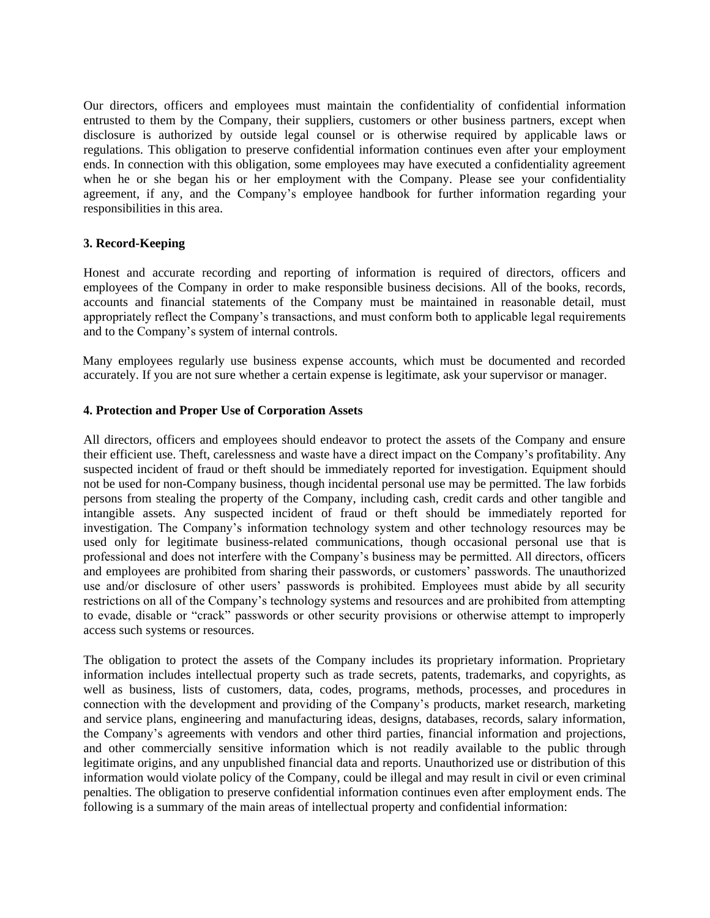Our directors, officers and employees must maintain the confidentiality of confidential information entrusted to them by the Company, their suppliers, customers or other business partners, except when disclosure is authorized by outside legal counsel or is otherwise required by applicable laws or regulations. This obligation to preserve confidential information continues even after your employment ends. In connection with this obligation, some employees may have executed a confidentiality agreement when he or she began his or her employment with the Company. Please see your confidentiality agreement, if any, and the Company's employee handbook for further information regarding your responsibilities in this area.

**3. Record-Keeping**

Honest and accurate recording and reporting of information is required of directors, officers and employees of the Company in order to make responsible business decisions. All of the books, records, accounts and financial statements of the Company must be maintained in reasonable detail, must appropriately reflect the Company's transactions, and must conform both to applicable legal requirements and to the Company's system of internal controls.

Many employees regularly use business expense accounts, which must be documented and recorded accurately. If you are not sure whether a certain expense is legitimate, ask your supervisor or manager.

**4. Protection and Proper Use of Corporation Assets**

All directors, officers and employees should endeavor to protect the assets of the Company and ensure their efficient use. Theft, carelessness and waste have a direct impact on the Company's profitability. Any suspected incident of fraud or theft should be immediately reported for investigation. Equipment should not be used for non-Company business, though incidental personal use may be permitted. The law forbids persons from stealing the property of the Company, including cash, credit cards and other tangible and intangible assets. Any suspected incident of fraud or theft should be immediately reported for investigation. The Company's information technology system and other technology resources may be used only for legitimate business-related communications, though occasional personal use that is professional and does not interfere with the Company's business may be permitted. All directors, officers and employees are prohibited from sharing their passwords, or customers' passwords. The unauthorized use and/or disclosure of other users' passwords is prohibited. Employees must abide by all security restrictions on all of the Company's technology systems and resources and are prohibited from attempting to evade, disable or "crack" passwords or other security provisions or otherwise attempt to improperly access such systems or resources.

The obligation to protect the assets of the Company includes its proprietary information. Proprietary information includes intellectual property such as trade secrets, patents, trademarks, and copyrights, as well as business, lists of customers, data, codes, programs, methods, processes, and procedures in connection with the development and providing of the Company's products, market research, marketing and service plans, engineering and manufacturing ideas, designs, databases, records, salary information, the Company's agreements with vendors and other third parties, financial information and projections, and other commercially sensitive information which is not readily available to the public through legitimate origins, and any unpublished financial data and reports. Unauthorized use or distribution of this information would violate policy of the Company, could be illegal and may result in civil or even criminal penalties. The obligation to preserve confidential information continues even after employment ends. The following is a summary of the main areas of intellectual property and confidential information: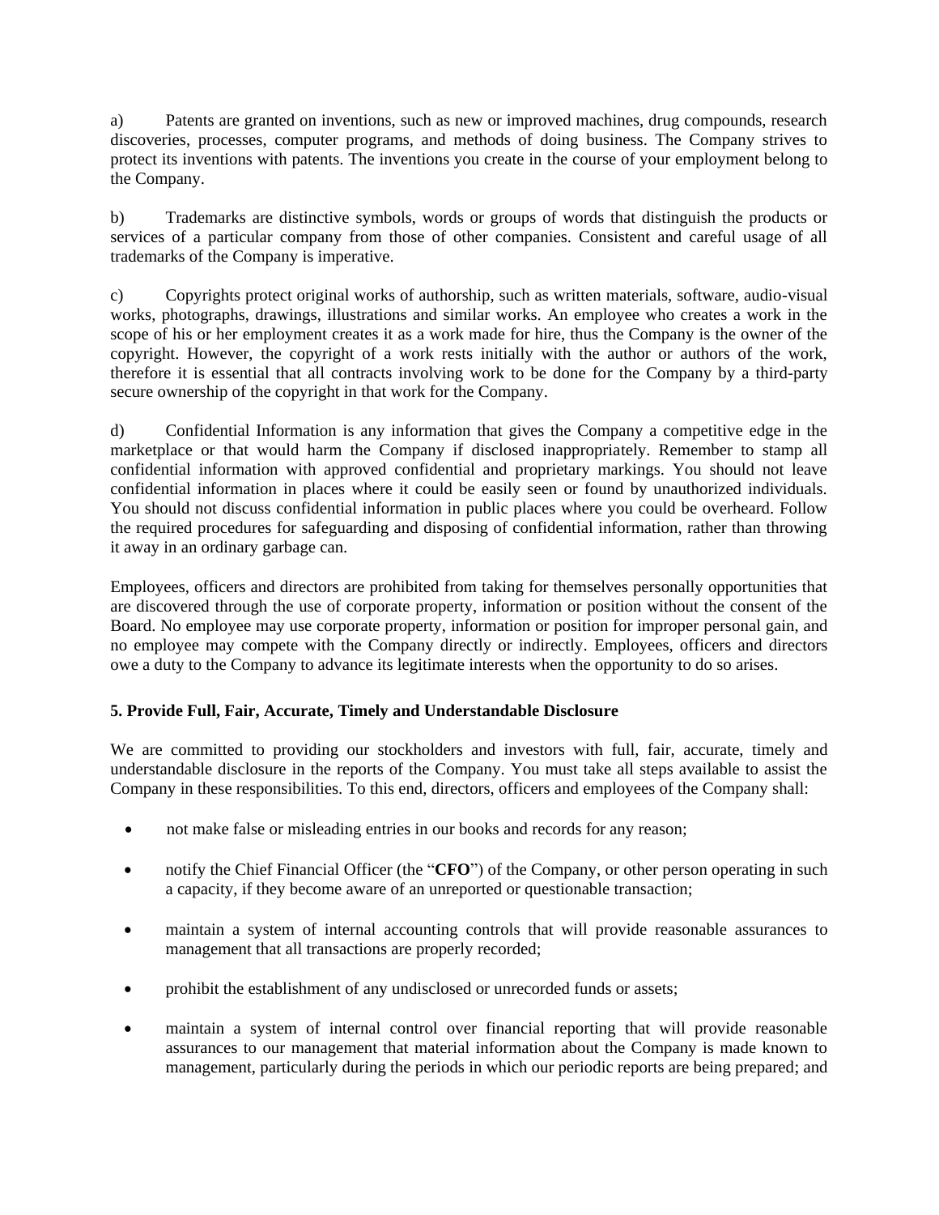a) Patents are granted on inventions, such as new or improved machines, drug compounds, research discoveries, processes, computer programs, and methods of doing business. The Company strives to protect its inventions with patents. The inventions you create in the course of your employment belong to the Company.

b) Trademarks are distinctive symbols, words or groups of words that distinguish the products or services of a particular company from those of other companies. Consistent and careful usage of all trademarks of the Company is imperative.

c) Copyrights protect original works of authorship, such as written materials, software, audio-visual works, photographs, drawings, illustrations and similar works. An employee who creates a work in the scope of his or her employment creates it as a work made for hire, thus the Company is the owner of the copyright. However, the copyright of a work rests initially with the author or authors of the work, therefore it is essential that all contracts involving work to be done for the Company by a third-party secure ownership of the copyright in that work for the Company.

d) Confidential Information is any information that gives the Company a competitive edge in the marketplace or that would harm the Company if disclosed inappropriately. Remember to stamp all confidential information with approved confidential and proprietary markings. You should not leave confidential information in places where it could be easily seen or found by unauthorized individuals. You should not discuss confidential information in public places where you could be overheard. Follow the required procedures for safeguarding and disposing of confidential information, rather than throwing it away in an ordinary garbage can.

Employees, officers and directors are prohibited from taking for themselves personally opportunities that are discovered through the use of corporate property, information or position without the consent of the Board. No employee may use corporate property, information or position for improper personal gain, and no employee may compete with the Company directly or indirectly. Employees, officers and directors owe a duty to the Company to advance its legitimate interests when the opportunity to do so arises.

**5. Provide Full, Fair, Accurate, Timely and Understandable Disclosure**

We are committed to providing our stockholders and investors with full, fair, accurate, timely and understandable disclosure in the reports of the Company. You must take all steps available to assist the Company in these responsibilities. To this end, directors, officers and employees of the Company shall:

- not make false or misleading entries in our books and records for any reason;
- notify the Chief Financial Officer (the "**CFO**") of the Company, or other person operating in such a capacity, if they become aware of an unreported or questionable transaction;
- maintain a system of internal accounting controls that will provide reasonable assurances to management that all transactions are properly recorded;
- prohibit the establishment of any undisclosed or unrecorded funds or assets;
- maintain a system of internal control over financial reporting that will provide reasonable assurances to our management that material information about the Company is made known to management, particularly during the periods in which our periodic reports are being prepared; and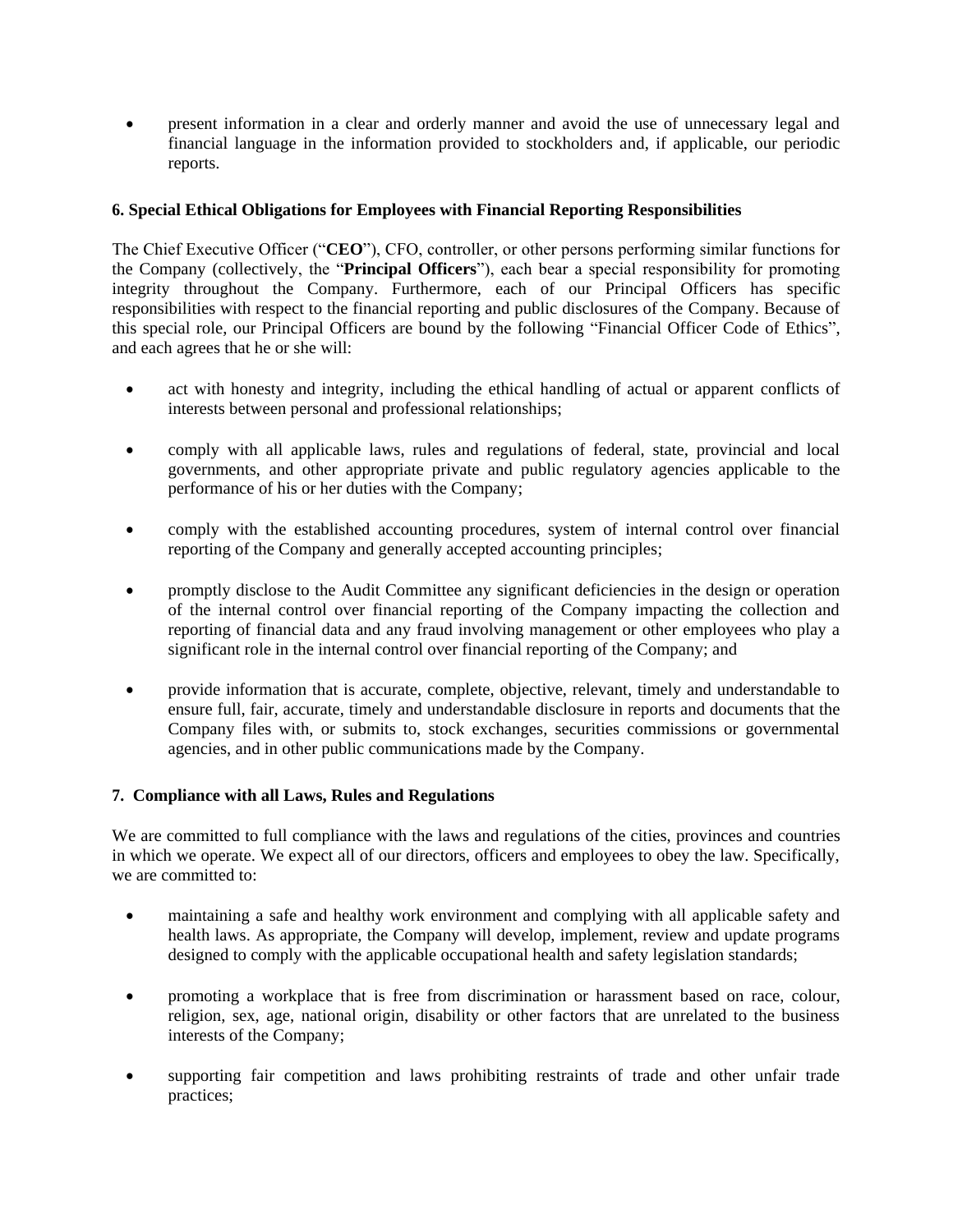- present information in a clear and orderly manner and avoid the use of unnecessary legal and financial language in the information provided to stockholders and, if applicable, our periodic reports.

### 6. Special Ethical Obligations for Employees with Financial Reporting Responsibilities

The Chief Executive Officer ("**CEO**"), CFO, controller, or other persons performing similar functions for the Company (collectively, the "**Principal Officers**"), each bear a special responsibility for promoting integrity throughout the Company. Furthermore, each of our Principal Officers has specific responsibilities with respect to the financial reporting and public disclosures of the Company. Because of this special role, our Principal Officers are bound by the following "Financial Officer Code of Ethics", and each agrees that he or she will:

- act with honesty and integrity, including the ethical handling of actual or apparent conflicts of interests between personal and professional relationships;
- comply with all applicable laws, rules and regulations of federal, state, provincial and local governments, and other appropriate private and public regulatory agencies applicable to the performance of his or her duties with the Company;
- comply with the established accounting procedures, system of internal control over financial reporting of the Company and generally accepted accounting principles;
- promptly disclose to the Audit Committee any significant deficiencies in the design or operation of the internal control over financial reporting of the Company impacting the collection and reporting of financial data and any fraud involving management or other employees who play a significant role in the internal control over financial reporting of the Company; and
- provide information that is accurate, complete, objective, relevant, timely and understandable to ensure full, fair, accurate, timely and understandable disclosure in reports and documents that the Company files with, or submits to, stock exchanges, securities commissions or governmental agencies, and in other public communications made by the Company.

### 7. Compliance with all Laws, Rules and Regulations

We are committed to full compliance with the laws and regulations of the cities, provinces and countries in which we operate. We expect all of our directors, officers and employees to obey the law. Specifically, we are committed to:

- maintaining a safe and healthy work environment and complying with all applicable safety and health laws. As appropriate, the Company will develop, implement, review and update programs designed to comply with the applicable occupational health and safety legislation standards;
- promoting a workplace that is free from discrimination or harassment based on race, colour, religion, sex, age, national origin, disability or other factors that are unrelated to the business interests of the Company;
- supporting fair competition and laws prohibiting restraints of trade and other unfair trade practices;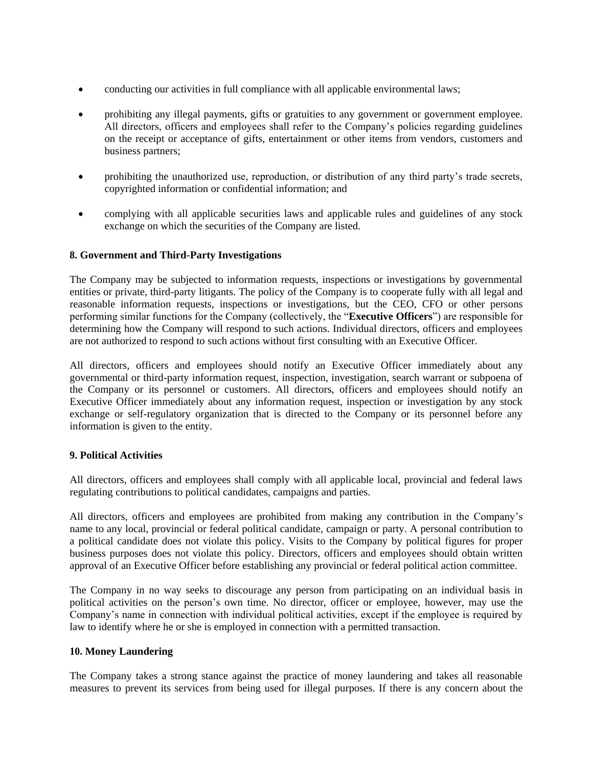- conducting our activities in full compliance with all applicable environmental laws;
- prohibiting any illegal payments, gifts or gratuities to any government or government employee. All directors, officers and employees shall refer to the Company's policies regarding guidelines on the receipt or acceptance of gifts, entertainment or other items from vendors, customers and business partners;
- prohibiting the unauthorized use, reproduction, or distribution of any third party's trade secrets, copyrighted information or confidential information; and
- complying with all applicable securities laws and applicable rules and guidelines of any stock exchange on which the securities of the Company are listed.

**8. Government and Third-Party Investigations**

The Company may be subjected to information requests, inspections or investigations by governmental entities or private, third-party litigants. The policy of the Company is to cooperate fully with all legal and reasonable information requests, inspections or investigations, but the CEO, CFO or other persons performing similar functions for the Company (collectively, the "**Executive Officers**") are responsible for determining how the Company will respond to such actions. Individual directors, officers and employees are not authorized to respond to such actions without first consulting with an Executive Officer.

All directors, officers and employees should notify an Executive Officer immediately about any governmental or third-party information request, inspection, investigation, search warrant or subpoena of the Company or its personnel or customers. All directors, officers and employees should notify an Executive Officer immediately about any information request, inspection or investigation by any stock exchange or self-regulatory organization that is directed to the Company or its personnel before any information is given to the entity.

**9. Political Activities**

All directors, officers and employees shall comply with all applicable local, provincial and federal laws regulating contributions to political candidates, campaigns and parties.

All directors, officers and employees are prohibited from making any contribution in the Company's name to any local, provincial or federal political candidate, campaign or party. A personal contribution to a political candidate does not violate this policy. Visits to the Company by political figures for proper business purposes does not violate this policy. Directors, officers and employees should obtain written approval of an Executive Officer before establishing any provincial or federal political action committee.

The Company in no way seeks to discourage any person from participating on an individual basis in political activities on the person's own time. No director, officer or employee, however, may use the Company's name in connection with individual political activities, except if the employee is required by law to identify where he or she is employed in connection with a permitted transaction.

**10. Money Laundering**

The Company takes a strong stance against the practice of money laundering and takes all reasonable measures to prevent its services from being used for illegal purposes. If there is any concern about the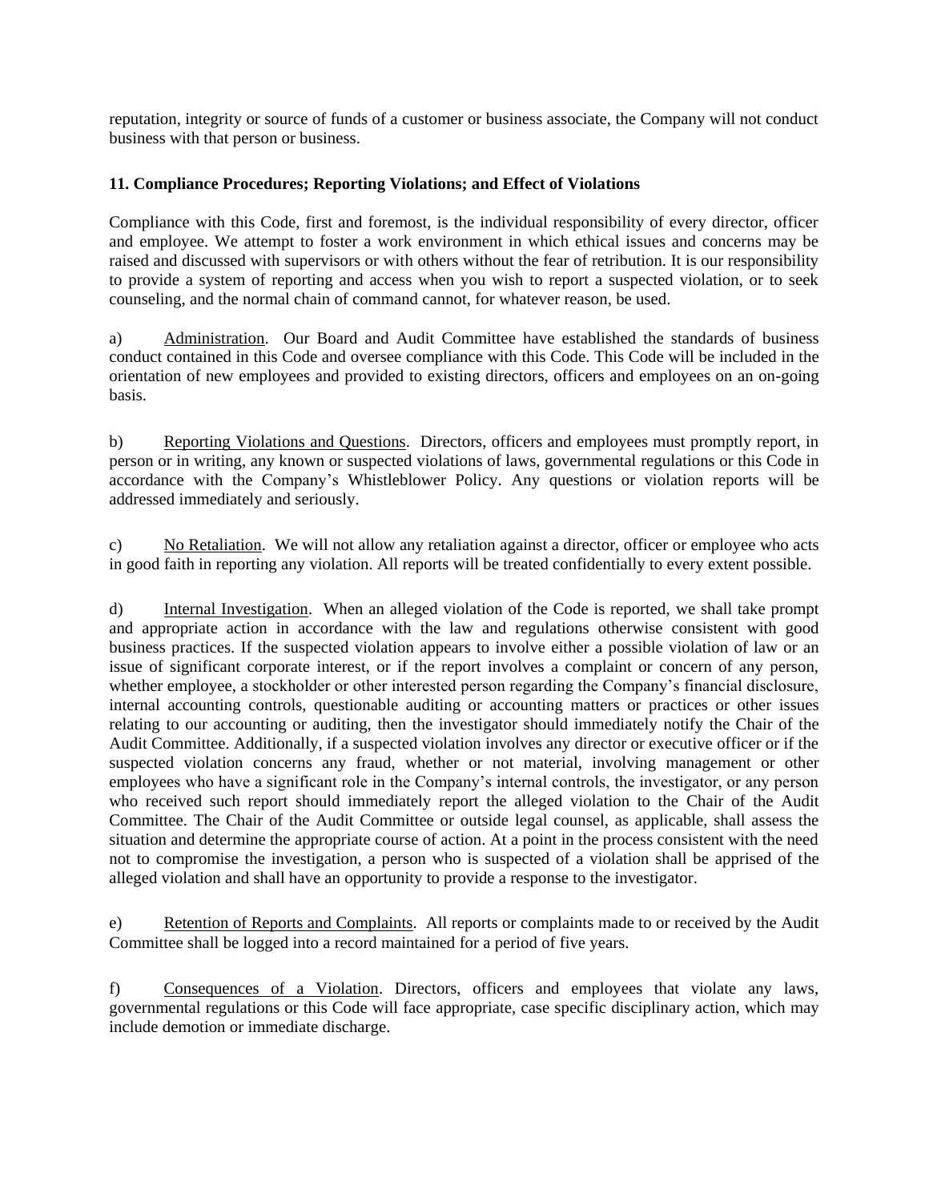reputation, integrity or source of funds of a customer or business associate, the Company will not conduct business with that person or business.

**11. Compliance Procedures; Reporting Violations; and Effect of Violations**

Compliance with this Code, first and foremost, is the individual responsibility of every director, officer and employee. We attempt to foster a work environment in which ethical issues and concerns may be raised and discussed with supervisors or with others without the fear of retribution. It is our responsibility to provide a system of reporting and access when you wish to report a suspected violation, or to seek counseling, and the normal chain of command cannot, for whatever reason, be used.

a) Administration. Our Board and Audit Committee have established the standards of business conduct contained in this Code and oversee compliance with this Code. This Code will be included in the orientation of new employees and provided to existing directors, officers and employees on an on-going basis.

b) Reporting Violations and Questions. Directors, officers and employees must promptly report, in person or in writing, any known or suspected violations of laws, governmental regulations or this Code in accordance with the Company's Whistleblower Policy. Any questions or violation reports will be addressed immediately and seriously.

c) No Retaliation. We will not allow any retaliation against a director, officer or employee who acts in good faith in reporting any violation. All reports will be treated confidentially to every extent possible.

d) Internal Investigation. When an alleged violation of the Code is reported, we shall take prompt and appropriate action in accordance with the law and regulations otherwise consistent with good business practices. If the suspected violation appears to involve either a possible violation of law or an issue of significant corporate interest, or if the report involves a complaint or concern of any person, whether employee, a stockholder or other interested person regarding the Company's financial disclosure, internal accounting controls, questionable auditing or accounting matters or practices or other issues relating to our accounting or auditing, then the investigator should immediately notify the Chair of the Audit Committee. Additionally, if a suspected violation involves any director or executive officer or if the suspected violation concerns any fraud, whether or not material, involving management or other employees who have a significant role in the Company's internal controls, the investigator, or any person who received such report should immediately report the alleged violation to the Chair of the Audit Committee. The Chair of the Audit Committee or outside legal counsel, as applicable, shall assess the situation and determine the appropriate course of action. At a point in the process consistent with the need not to compromise the investigation, a person who is suspected of a violation shall be apprised of the alleged violation and shall have an opportunity to provide a response to the investigator.

e) Retention of Reports and Complaints. All reports or complaints made to or received by the Audit Committee shall be logged into a record maintained for a period of five years.

f) Consequences of a Violation. Directors, officers and employees that violate any laws, governmental regulations or this Code will face appropriate, case specific disciplinary action, which may include demotion or immediate discharge.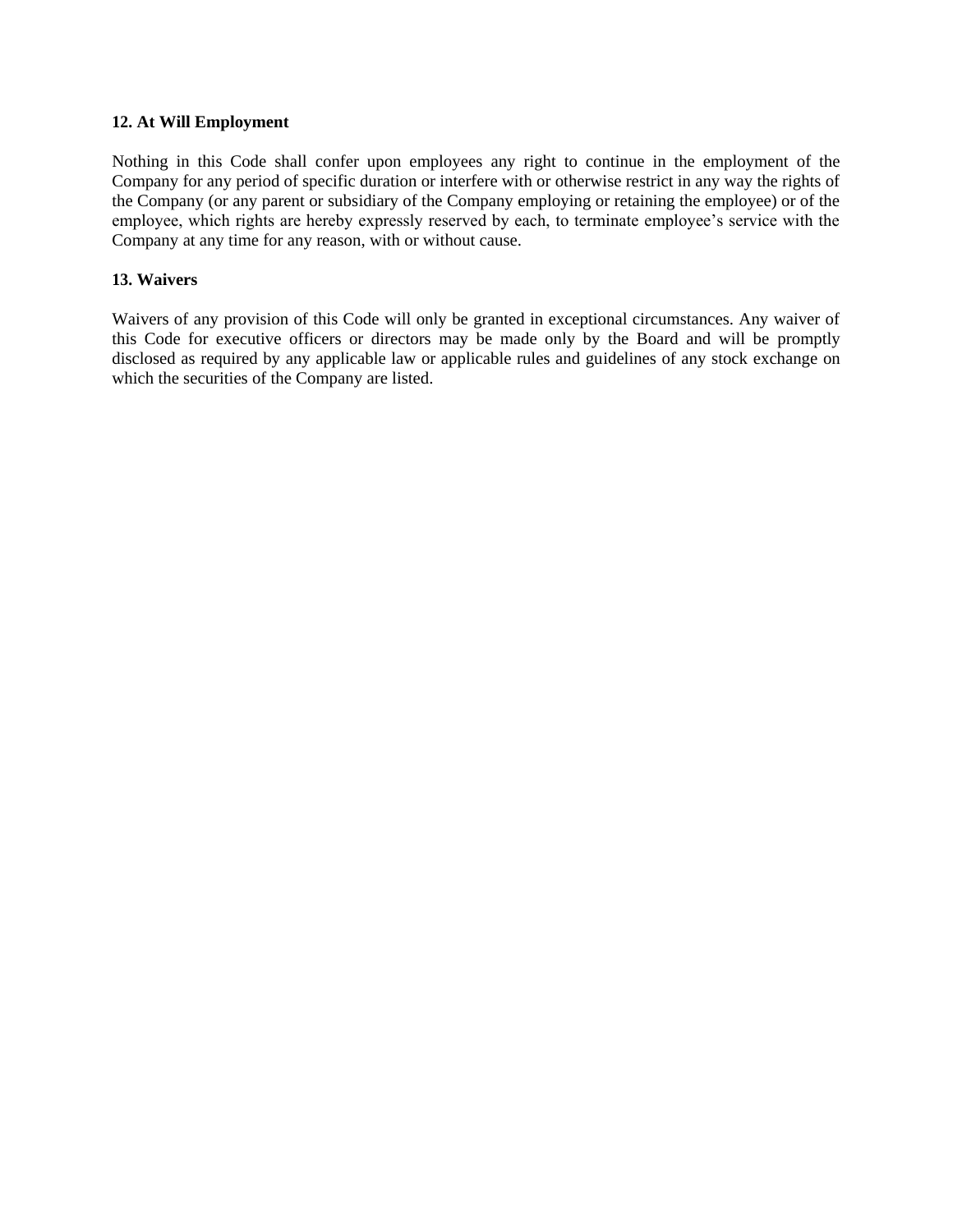**12. At Will Employment**

Nothing in this Code shall confer upon employees any right to continue in the employment of the Company for any period of specific duration or interfere with or otherwise restrict in any way the rights of the Company (or any parent or subsidiary of the Company employing or retaining the employee) or of the employee, which rights are hereby expressly reserved by each, to terminate employee's service with the Company at any time for any reason, with or without cause.

**13. Waivers**

Waivers of any provision of this Code will only be granted in exceptional circumstances. Any waiver of this Code for executive officers or directors may be made only by the Board and will be promptly disclosed as required by any applicable law or applicable rules and guidelines of any stock exchange on which the securities of the Company are listed.